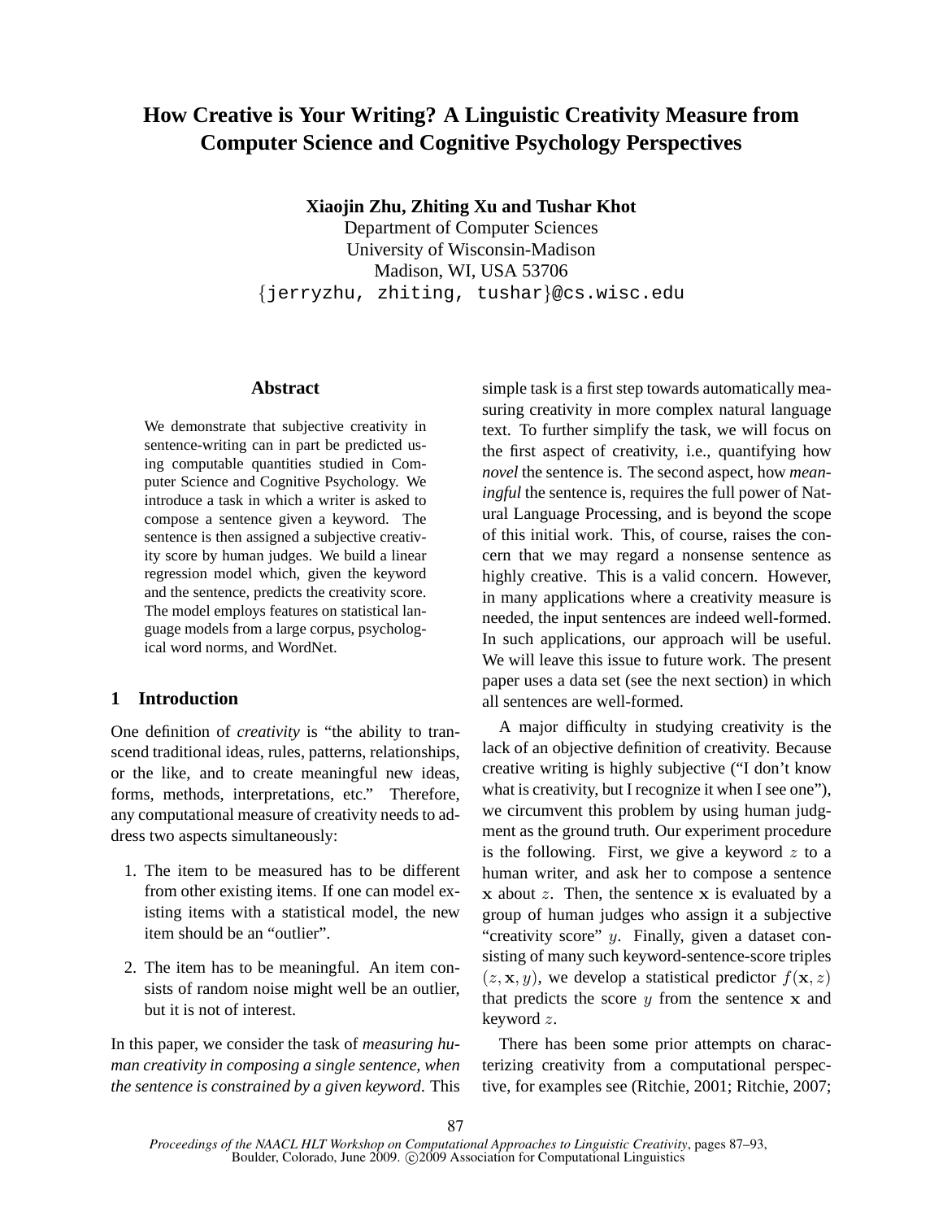# How Creative is Your Writing? A Linguistic Creativity Measure from Computer Science and Cognitive Psychology Perspectives

**Xiaojin Zhu, Zhiting Xu and Tushar Khot**
Department of Computer Sciences
University of Wisconsin-Madison
Madison, WI, USA 53706
{jerryzhu, zhiting, tushar}@cs.wisc.edu

## Abstract

We demonstrate that subjective creativity in sentence-writing can in part be predicted using computable quantities studied in Computer Science and Cognitive Psychology. We introduce a task in which a writer is asked to compose a sentence given a keyword. The sentence is then assigned a subjective creativity score by human judges. We build a linear regression model which, given the keyword and the sentence, predicts the creativity score. The model employs features on statistical language models from a large corpus, psychological word norms, and WordNet.

## 1 Introduction

One definition of *creativity* is "the ability to transcend traditional ideas, rules, patterns, relationships, or the like, and to create meaningful new ideas, forms, methods, interpretations, etc." Therefore, any computational measure of creativity needs to address two aspects simultaneously:

1. The item to be measured has to be different from other existing items. If one can model existing items with a statistical model, the new item should be an "outlier".
2. The item has to be meaningful. An item consists of random noise might well be an outlier, but it is not of interest.

In this paper, we consider the task of *measuring human creativity in composing a single sentence, when the sentence is constrained by a given keyword.* This simple task is a first step towards automatically measuring creativity in more complex natural language text. To further simplify the task, we will focus on the first aspect of creativity, i.e., quantifying how *novel* the sentence is. The second aspect, how *meaningful* the sentence is, requires the full power of Natural Language Processing, and is beyond the scope of this initial work. This, of course, raises the concern that we may regard a nonsense sentence as highly creative. This is a valid concern. However, in many applications where a creativity measure is needed, the input sentences are indeed well-formed. In such applications, our approach will be useful. We will leave this issue to future work. The present paper uses a data set (see the next section) in which all sentences are well-formed.

A major difficulty in studying creativity is the lack of an objective definition of creativity. Because creative writing is highly subjective ("I don't know what is creativity, but I recognize it when I see one"), we circumvent this problem by using human judgment as the ground truth. Our experiment procedure is the following. First, we give a keyword $z$ to a human writer, and ask her to compose a sentence $\mathbf{x}$ about $z$. Then, the sentence $\mathbf{x}$ is evaluated by a group of human judges who assign it a subjective "creativity score" $y$. Finally, given a dataset consisting of many such keyword-sentence-score triples $(z, \mathbf{x}, y)$, we develop a statistical predictor $f(\mathbf{x}, z)$ that predicts the score $y$ from the sentence $\mathbf{x}$ and keyword $z$.

There has been some prior attempts on characterizing creativity from a computational perspective, for examples see (Ritchie, 2001; Ritchie, 2007;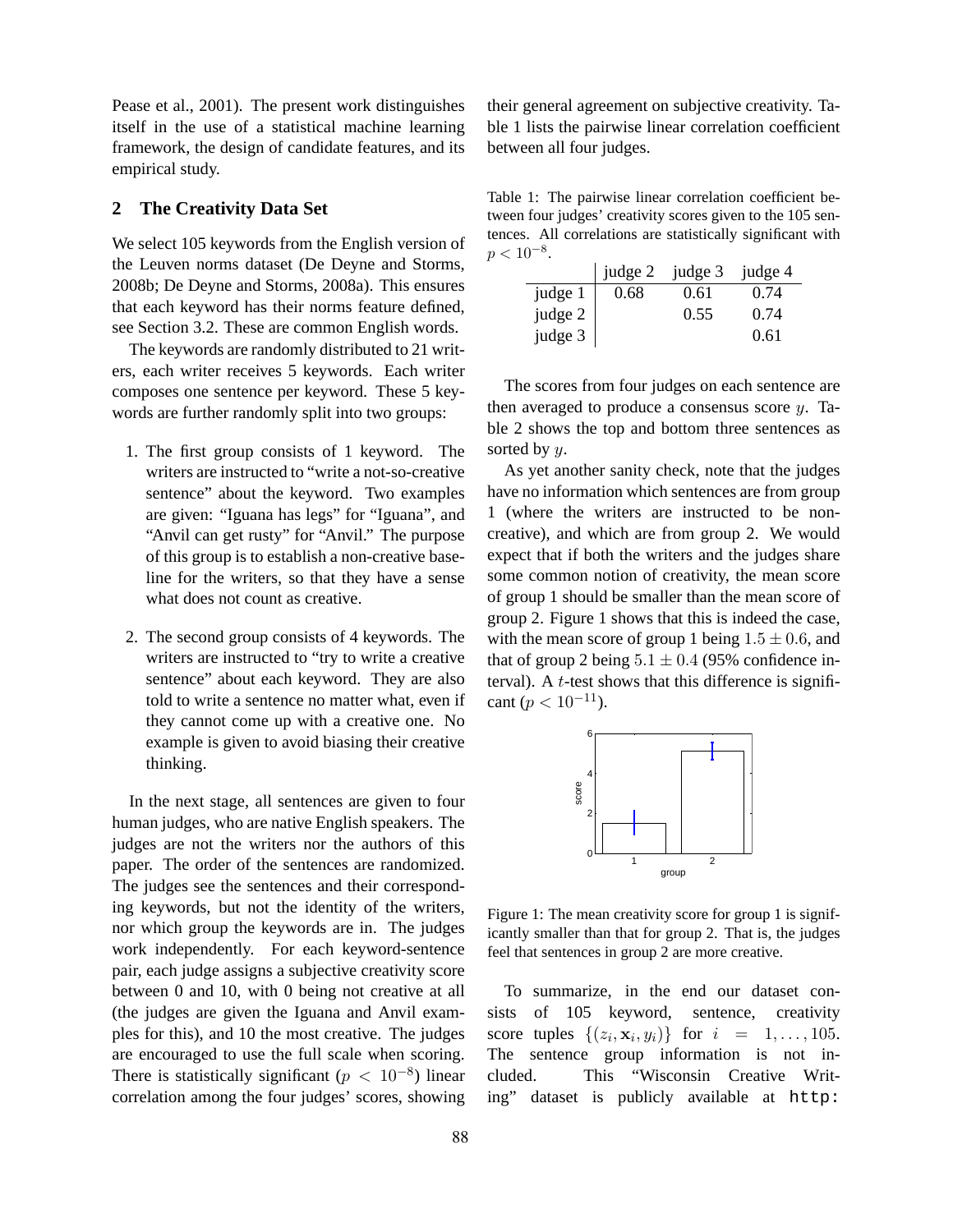Pease et al., 2001). The present work distinguishes itself in the use of a statistical machine learning framework, the design of candidate features, and its empirical study.

## 2 The Creativity Data Set

We select 105 keywords from the English version of the Leuven norms dataset (De Deyne and Storms, 2008b; De Deyne and Storms, 2008a). This ensures that each keyword has their norms feature defined, see Section 3.2. These are common English words.

The keywords are randomly distributed to 21 writers, each writer receives 5 keywords. Each writer composes one sentence per keyword. These 5 keywords are further randomly split into two groups:

1. The first group consists of 1 keyword. The writers are instructed to "write a not-so-creative sentence" about the keyword. Two examples are given: "Iguana has legs" for "Iguana", and "Anvil can get rusty" for "Anvil." The purpose of this group is to establish a non-creative baseline for the writers, so that they have a sense what does not count as creative.

2. The second group consists of 4 keywords. The writers are instructed to "try to write a creative sentence" about each keyword. They are also told to write a sentence no matter what, even if they cannot come up with a creative one. No example is given to avoid biasing their creative thinking.

In the next stage, all sentences are given to four human judges, who are native English speakers. The judges are not the writers nor the authors of this paper. The order of the sentences are randomized. The judges see the sentences and their corresponding keywords, but not the identity of the writers, nor which group the keywords are in. The judges work independently. For each keyword-sentence pair, each judge assigns a subjective creativity score between 0 and 10, with 0 being not creative at all (the judges are given the Iguana and Anvil examples for this), and 10 the most creative. The judges are encouraged to use the full scale when scoring. There is statistically significant ($p < 10^{-8}$) linear correlation among the four judges' scores, showing their general agreement on subjective creativity. Table 1 lists the pairwise linear correlation coefficient between all four judges.

Table 1: The pairwise linear correlation coefficient between four judges' creativity scores given to the 105 sentences. All correlations are statistically significant with $p < 10^{-8}$.

| | judge 2 | judge 3 | judge 4 |
|---|---|---|---|
| judge 1 | 0.68 | 0.61 | 0.74 |
| judge 2 | | 0.55 | 0.74 |
| judge 3 | | | 0.61 |

The scores from four judges on each sentence are then averaged to produce a consensus score $y$. Table 2 shows the top and bottom three sentences as sorted by $y$.

As yet another sanity check, note that the judges have no information which sentences are from group 1 (where the writers are instructed to be non-creative), and which are from group 2. We would expect that if both the writers and the judges share some common notion of creativity, the mean score of group 1 should be smaller than the mean score of group 2. Figure 1 shows that this is indeed the case, with the mean score of group 1 being $1.5 \pm 0.6$, and that of group 2 being $5.1 \pm 0.4$ (95% confidence interval). A $t$-test shows that this difference is significant ($p < 10^{-11}$).

Figure 1: The mean creativity score for group 1 is significantly smaller than that for group 2. That is, the judges feel that sentences in group 2 are more creative.

To summarize, in the end our dataset consists of 105 keyword, sentence, creativity score tuples $\{(z_i, \mathbf{x}_i, y_i)\}$ for $i = 1, \ldots, 105$. The sentence group information is not included. This "Wisconsin Creative Writing" dataset is publicly available at `http:`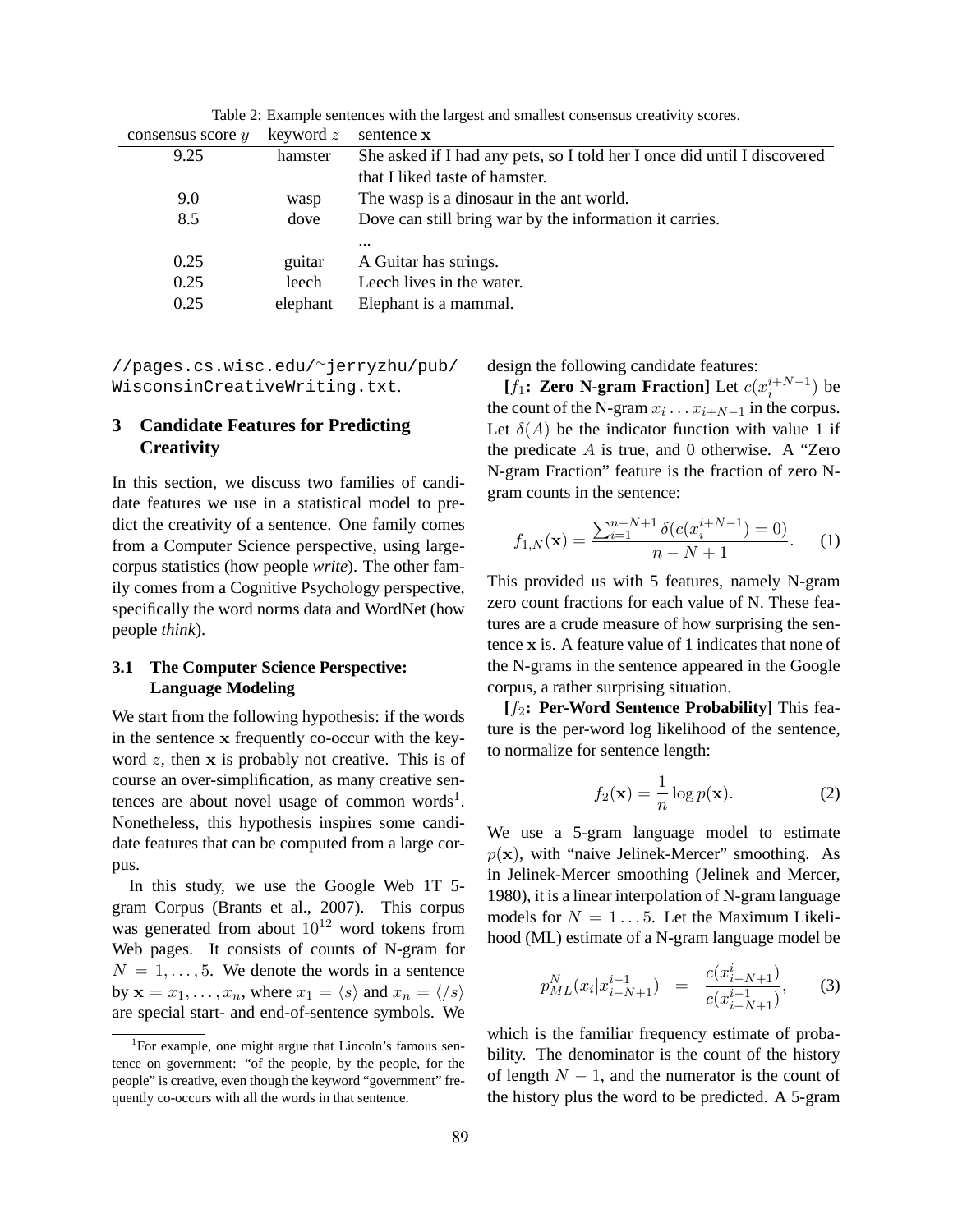Table 2: Example sentences with the largest and smallest consensus creativity scores.

| consensus score $y$ | keyword $z$ | sentence $\mathbf{x}$ |
|---|---|---|
| 9.25 | hamster | She asked if I had any pets, so I told her I once did until I discovered that I liked taste of hamster. |
| 9.0 | wasp | The wasp is a dinosaur in the ant world. |
| 8.5 | dove | Dove can still bring war by the information it carries. |
| | | ... |
| 0.25 | guitar | A Guitar has strings. |
| 0.25 | leech | Leech lives in the water. |
| 0.25 | elephant | Elephant is a mammal. |

//pages.cs.wisc.edu/~jerryzhu/pub/WisconsinCreativeWriting.txt.

## 3 Candidate Features for Predicting Creativity

In this section, we discuss two families of candidate features we use in a statistical model to predict the creativity of a sentence. One family comes from a Computer Science perspective, using large-corpus statistics (how people *write*). The other family comes from a Cognitive Psychology perspective, specifically the word norms data and WordNet (how people *think*).

### 3.1 The Computer Science Perspective: Language Modeling

We start from the following hypothesis: if the words in the sentence $\mathbf{x}$ frequently co-occur with the keyword $z$, then $\mathbf{x}$ is probably not creative. This is of course an over-simplification, as many creative sentences are about novel usage of common words[1]. Nonetheless, this hypothesis inspires some candidate features that can be computed from a large corpus.

In this study, we use the Google Web 1T 5-gram Corpus (Brants et al., 2007). This corpus was generated from about $10^{12}$ word tokens from Web pages. It consists of counts of N-gram for $N = 1, \ldots, 5$. We denote the words in a sentence by $\mathbf{x} = x_1, \ldots, x_n$, where $x_1 = \langle s \rangle$ and $x_n = \langle /s \rangle$ are special start- and end-of-sentence symbols. We design the following candidate features:

**[$f_1$: Zero N-gram Fraction]** Let $c(x_i^{i+N-1})$ be the count of the N-gram $x_i \ldots x_{i+N-1}$ in the corpus. Let $\delta(A)$ be the indicator function with value 1 if the predicate $A$ is true, and 0 otherwise. A "Zero N-gram Fraction" feature is the fraction of zero N-gram counts in the sentence:

$$f_{1,N}(\mathbf{x}) = \frac{\sum_{i=1}^{n-N+1} \delta(c(x_i^{i+N-1}) = 0)}{n - N + 1}. \quad (1)$$

This provided us with 5 features, namely N-gram zero count fractions for each value of N. These features are a crude measure of how surprising the sentence $\mathbf{x}$ is. A feature value of 1 indicates that none of the N-grams in the sentence appeared in the Google corpus, a rather surprising situation.

**[$f_2$: Per-Word Sentence Probability]** This feature is the per-word log likelihood of the sentence, to normalize for sentence length:

$$f_2(\mathbf{x}) = \frac{1}{n} \log p(\mathbf{x}). \quad (2)$$

We use a 5-gram language model to estimate $p(\mathbf{x})$, with "naive Jelinek-Mercer" smoothing. As in Jelinek-Mercer smoothing (Jelinek and Mercer, 1980), it is a linear interpolation of N-gram language models for $N = 1 \ldots 5$. Let the Maximum Likelihood (ML) estimate of a N-gram language model be

$$p_{ML}^N(x_i | x_{i-N+1}^{i-1}) = \frac{c(x_{i-N+1}^i)}{c(x_{i-N+1}^{i-1})}, \quad (3)$$

which is the familiar frequency estimate of probability. The denominator is the count of the history of length $N-1$, and the numerator is the count of the history plus the word to be predicted. A 5-gram

[1]For example, one might argue that Lincoln's famous sentence on government: "of the people, by the people, for the people" is creative, even though the keyword "government" frequently co-occurs with all the words in that sentence.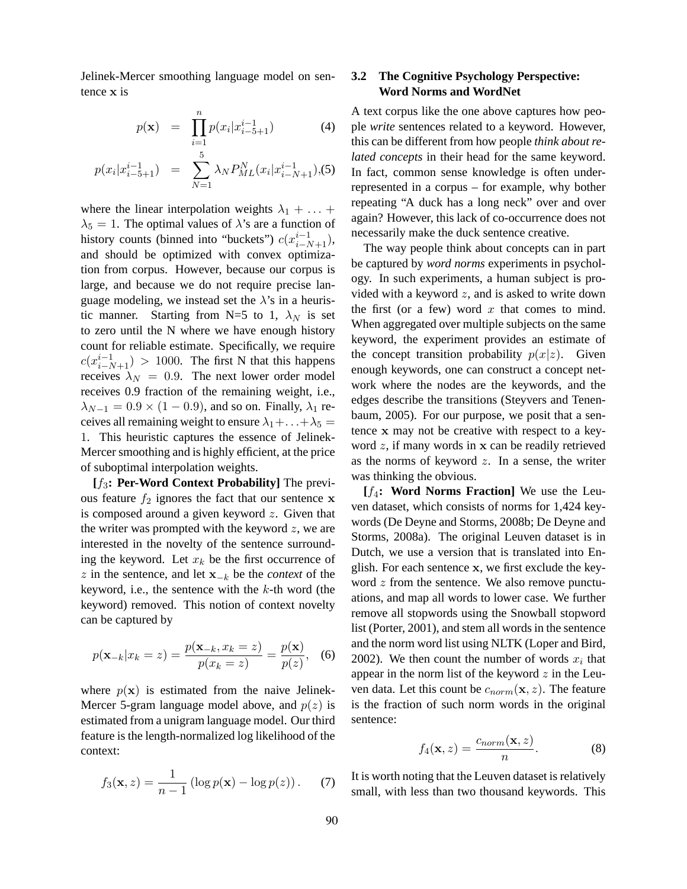Jelinek-Mercer smoothing language model on sentence $\mathbf{x}$ is

$$p(\mathbf{x}) = \prod_{i=1}^{n} p(x_i | x_{i-5+1}^{i-1}) \quad (4)$$

$$p(x_i | x_{i-5+1}^{i-1}) = \sum_{N=1}^{5} \lambda_N P_{ML}^{N}(x_i | x_{i-N+1}^{i-1}), \quad (5)$$

where the linear interpolation weights $\lambda_1 + \ldots + \lambda_5 = 1$. The optimal values of $\lambda$'s are a function of history counts (binned into "buckets") $c(x_{i-N+1}^{i-1})$, and should be optimized with convex optimization from corpus. However, because our corpus is large, and because we do not require precise language modeling, we instead set the $\lambda$'s in a heuristic manner. Starting from N=5 to 1, $\lambda_N$ is set to zero until the N where we have enough history count for reliable estimate. Specifically, we require $c(x_{i-N+1}^{i-1}) > 1000$. The first N that this happens receives $\lambda_N = 0.9$. The next lower order model receives 0.9 fraction of the remaining weight, i.e., $\lambda_{N-1} = 0.9 \times (1 - 0.9)$, and so on. Finally, $\lambda_1$ receives all remaining weight to ensure $\lambda_1 + \ldots + \lambda_5 = 1$. This heuristic captures the essence of Jelinek-Mercer smoothing and is highly efficient, at the price of suboptimal interpolation weights.

**[$f_3$: Per-Word Context Probability]** The previous feature $f_2$ ignores the fact that our sentence $\mathbf{x}$ is composed around a given keyword $z$. Given that the writer was prompted with the keyword $z$, we are interested in the novelty of the sentence surrounding the keyword. Let $x_k$ be the first occurrence of $z$ in the sentence, and let $\mathbf{x}_{-k}$ be the *context* of the keyword, i.e., the sentence with the $k$-th word (the keyword) removed. This notion of context novelty can be captured by

$$p(\mathbf{x}_{-k} | x_k = z) = \frac{p(\mathbf{x}_{-k}, x_k = z)}{p(x_k = z)} = \frac{p(\mathbf{x})}{p(z)}, \quad (6)$$

where $p(\mathbf{x})$ is estimated from the naive Jelinek-Mercer 5-gram language model above, and $p(z)$ is estimated from a unigram language model. Our third feature is the length-normalized log likelihood of the context:

$$f_3(\mathbf{x}, z) = \frac{1}{n-1} \left( \log p(\mathbf{x}) - \log p(z) \right). \quad (7)$$

### 3.2 The Cognitive Psychology Perspective: Word Norms and WordNet

A text corpus like the one above captures how people *write* sentences related to a keyword. However, this can be different from how people *think about related concepts* in their head for the same keyword. In fact, common sense knowledge is often underrepresented in a corpus – for example, why bother repeating "A duck has a long neck" over and over again? However, this lack of co-occurrence does not necessarily make the duck sentence creative.

The way people think about concepts can in part be captured by *word norms* experiments in psychology. In such experiments, a human subject is provided with a keyword $z$, and is asked to write down the first (or a few) word $x$ that comes to mind. When aggregated over multiple subjects on the same keyword, the experiment provides an estimate of the concept transition probability $p(x|z)$. Given enough keywords, one can construct a concept network where the nodes are the keywords, and the edges describe the transitions (Steyvers and Tenenbaum, 2005). For our purpose, we posit that a sentence $\mathbf{x}$ may not be creative with respect to a keyword $z$, if many words in $\mathbf{x}$ can be readily retrieved as the norms of keyword $z$. In a sense, the writer was thinking the obvious.

**[$f_4$: Word Norms Fraction]** We use the Leuven dataset, which consists of norms for 1,424 keywords (De Deyne and Storms, 2008b; De Deyne and Storms, 2008a). The original Leuven dataset is in Dutch, we use a version that is translated into English. For each sentence $\mathbf{x}$, we first exclude the keyword $z$ from the sentence. We also remove punctuations, and map all words to lower case. We further remove all stopwords using the Snowball stopword list (Porter, 2001), and stem all words in the sentence and the norm word list using NLTK (Loper and Bird, 2002). We then count the number of words $x_i$ that appear in the norm list of the keyword $z$ in the Leuven data. Let this count be $c_{norm}(\mathbf{x}, z)$. The feature is the fraction of such norm words in the original sentence:

$$f_4(\mathbf{x}, z) = \frac{c_{norm}(\mathbf{x}, z)}{n}. \quad (8)$$

It is worth noting that the Leuven dataset is relatively small, with less than two thousand keywords. This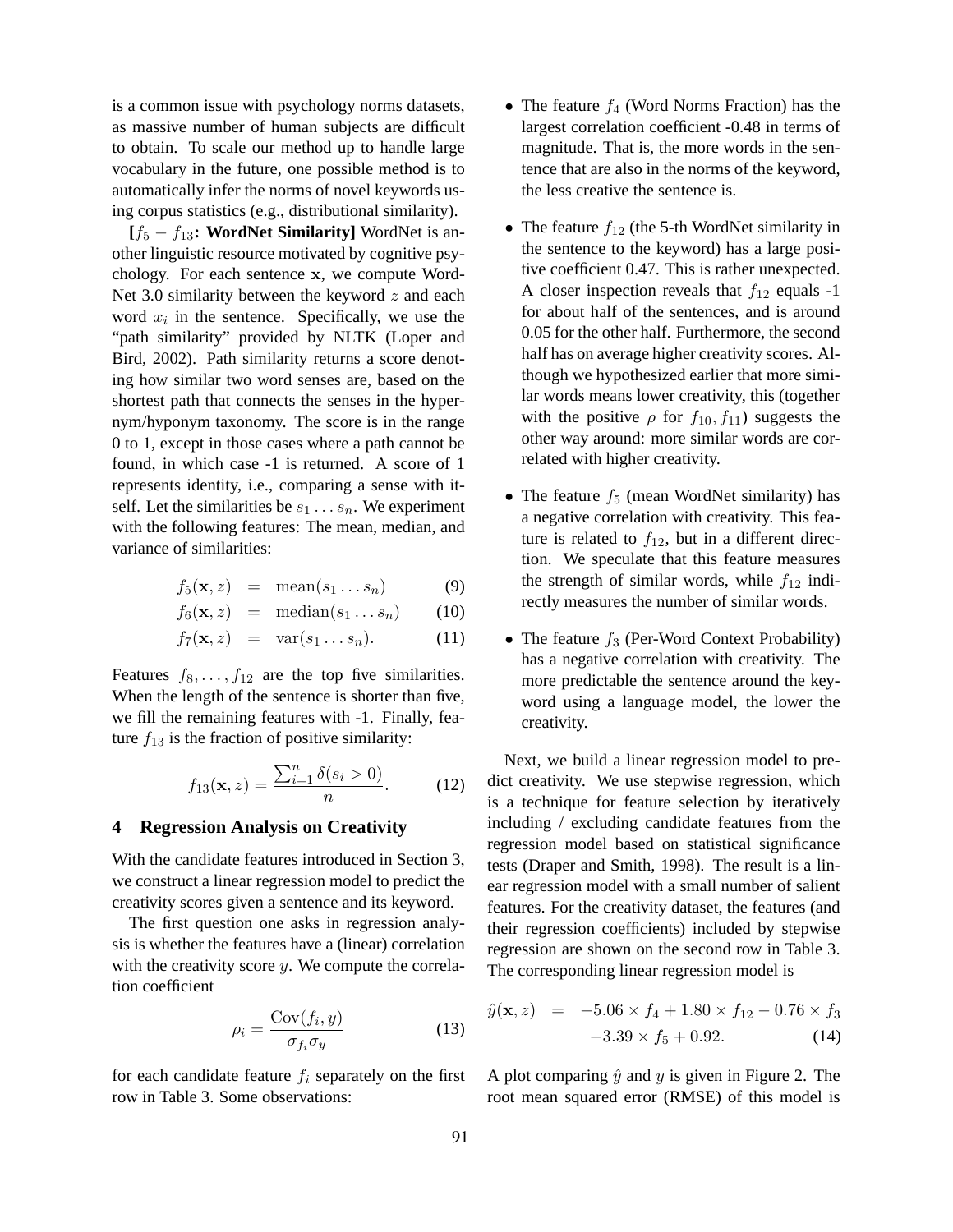is a common issue with psychology norms datasets, as massive number of human subjects are difficult to obtain. To scale our method up to handle large vocabulary in the future, one possible method is to automatically infer the norms of novel keywords using corpus statistics (e.g., distributional similarity).

**[$f_5 - f_{13}$: WordNet Similarity]** WordNet is another linguistic resource motivated by cognitive psychology. For each sentence $\mathbf{x}$, we compute WordNet 3.0 similarity between the keyword $z$ and each word $x_i$ in the sentence. Specifically, we use the "path similarity" provided by NLTK (Loper and Bird, 2002). Path similarity returns a score denoting how similar two word senses are, based on the shortest path that connects the senses in the hypernym/hyponym taxonomy. The score is in the range 0 to 1, except in those cases where a path cannot be found, in which case -1 is returned. A score of 1 represents identity, i.e., comparing a sense with itself. Let the similarities be $s_1 \dots s_n$. We experiment with the following features: The mean, median, and variance of similarities:

$$f_5(\mathbf{x}, z) = \text{mean}(s_1 \dots s_n) \quad (9)$$

$$f_6(\mathbf{x}, z) = \text{median}(s_1 \dots s_n) \quad (10)$$

$$f_7(\mathbf{x}, z) = \text{var}(s_1 \dots s_n). \quad (11)$$

Features $f_8, \dots, f_{12}$ are the top five similarities. When the length of the sentence is shorter than five, we fill the remaining features with -1. Finally, feature $f_{13}$ is the fraction of positive similarity:

$$f_{13}(\mathbf{x}, z) = \frac{\sum_{i=1}^{n} \delta(s_i > 0)}{n}. \quad (12)$$

## 4 Regression Analysis on Creativity

With the candidate features introduced in Section 3, we construct a linear regression model to predict the creativity scores given a sentence and its keyword.

The first question one asks in regression analysis is whether the features have a (linear) correlation with the creativity score $y$. We compute the correlation coefficient

$$\rho_i = \frac{\text{Cov}(f_i, y)}{\sigma_{f_i} \sigma_y} \quad (13)$$

for each candidate feature $f_i$ separately on the first row in Table 3. Some observations:

- The feature $f_4$ (Word Norms Fraction) has the largest correlation coefficient -0.48 in terms of magnitude. That is, the more words in the sentence that are also in the norms of the keyword, the less creative the sentence is.

- The feature $f_{12}$ (the 5-th WordNet similarity in the sentence to the keyword) has a large positive coefficient 0.47. This is rather unexpected. A closer inspection reveals that $f_{12}$ equals -1 for about half of the sentences, and is around 0.05 for the other half. Furthermore, the second half has on average higher creativity scores. Although we hypothesized earlier that more similar words means lower creativity, this (together with the positive $\rho$ for $f_{10}, f_{11}$) suggests the other way around: more similar words are correlated with higher creativity.

- The feature $f_5$ (mean WordNet similarity) has a negative correlation with creativity. This feature is related to $f_{12}$, but in a different direction. We speculate that this feature measures the strength of similar words, while $f_{12}$ indirectly measures the number of similar words.

- The feature $f_3$ (Per-Word Context Probability) has a negative correlation with creativity. The more predictable the sentence around the keyword using a language model, the lower the creativity.

Next, we build a linear regression model to predict creativity. We use stepwise regression, which is a technique for feature selection by iteratively including / excluding candidate features from the regression model based on statistical significance tests (Draper and Smith, 1998). The result is a linear regression model with a small number of salient features. For the creativity dataset, the features (and their regression coefficients) included by stepwise regression are shown on the second row in Table 3. The corresponding linear regression model is

$$\hat{y}(\mathbf{x}, z) = -5.06 \times f_4 + 1.80 \times f_{12} - 0.76 \times f_3 - 3.39 \times f_5 + 0.92. \quad (14)$$

A plot comparing $\hat{y}$ and $y$ is given in Figure 2. The root mean squared error (RMSE) of this model is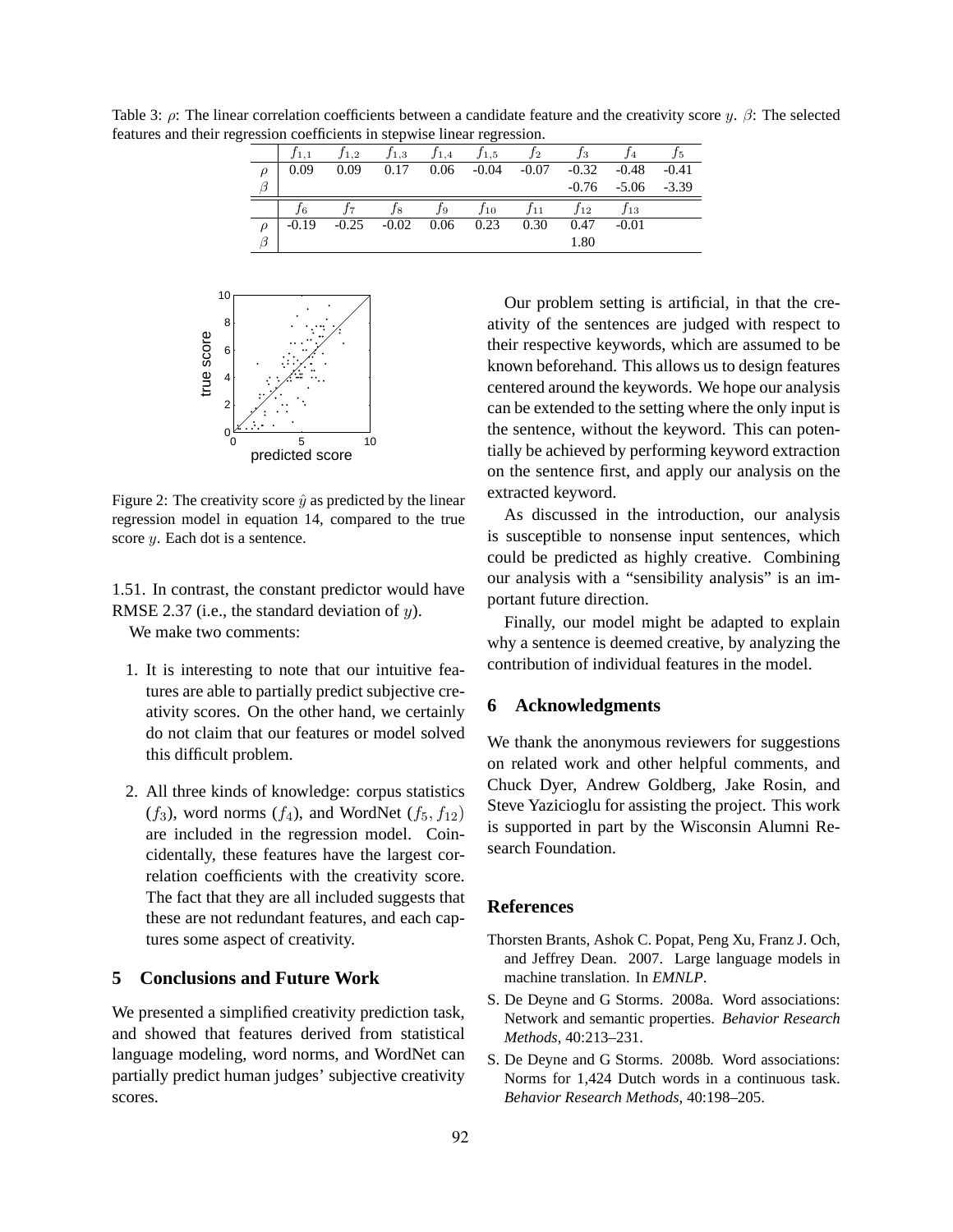Table 3: $\rho$: The linear correlation coefficients between a candidate feature and the creativity score $y$. $\beta$: The selected features and their regression coefficients in stepwise linear regression.

| | $f_{1,1}$ | $f_{1,2}$ | $f_{1,3}$ | $f_{1,4}$ | $f_{1,5}$ | $f_2$ | $f_3$ | $f_4$ | $f_5$ |
|---|---|---|---|---|---|---|---|---|---|
| $\rho$ | 0.09 | 0.09 | 0.17 | 0.06 | -0.04 | -0.07 | -0.32 | -0.48 | -0.41 |
| $\beta$ | | | | | | | -0.76 | -5.06 | -3.39 |
| | $f_6$ | $f_7$ | $f_8$ | $f_9$ | $f_{10}$ | $f_{11}$ | $f_{12}$ | $f_{13}$ | |
| $\rho$ | -0.19 | -0.25 | -0.02 | 0.06 | 0.23 | 0.30 | 0.47 | -0.01 | |
| $\beta$ | | | | | | | 1.80 | | |

Figure 2: The creativity score $\hat{y}$ as predicted by the linear regression model in equation 14, compared to the true score $y$. Each dot is a sentence.

1.51. In contrast, the constant predictor would have RMSE 2.37 (i.e., the standard deviation of $y$).

We make two comments:

1. It is interesting to note that our intuitive features are able to partially predict subjective creativity scores. On the other hand, we certainly do not claim that our features or model solved this difficult problem.

2. All three kinds of knowledge: corpus statistics ($f_3$), word norms ($f_4$), and WordNet ($f_5, f_{12}$) are included in the regression model. Coincidentally, these features have the largest correlation coefficients with the creativity score. The fact that they are all included suggests that these are not redundant features, and each captures some aspect of creativity.

## 5 Conclusions and Future Work

We presented a simplified creativity prediction task, and showed that features derived from statistical language modeling, word norms, and WordNet can partially predict human judges' subjective creativity scores.

Our problem setting is artificial, in that the creativity of the sentences are judged with respect to their respective keywords, which are assumed to be known beforehand. This allows us to design features centered around the keywords. We hope our analysis can be extended to the setting where the only input is the sentence, without the keyword. This can potentially be achieved by performing keyword extraction on the sentence first, and apply our analysis on the extracted keyword.

As discussed in the introduction, our analysis is susceptible to nonsense input sentences, which could be predicted as highly creative. Combining our analysis with a "sensibility analysis" is an important future direction.

Finally, our model might be adapted to explain why a sentence is deemed creative, by analyzing the contribution of individual features in the model.

## 6 Acknowledgments

We thank the anonymous reviewers for suggestions on related work and other helpful comments, and Chuck Dyer, Andrew Goldberg, Jake Rosin, and Steve Yazicioglu for assisting the project. This work is supported in part by the Wisconsin Alumni Research Foundation.

## References

Thorsten Brants, Ashok C. Popat, Peng Xu, Franz J. Och, and Jeffrey Dean. 2007. Large language models in machine translation. In *EMNLP*.

S. De Deyne and G Storms. 2008a. Word associations: Network and semantic properties. *Behavior Research Methods*, 40:213–231.

S. De Deyne and G Storms. 2008b. Word associations: Norms for 1,424 Dutch words in a continuous task. *Behavior Research Methods*, 40:198–205.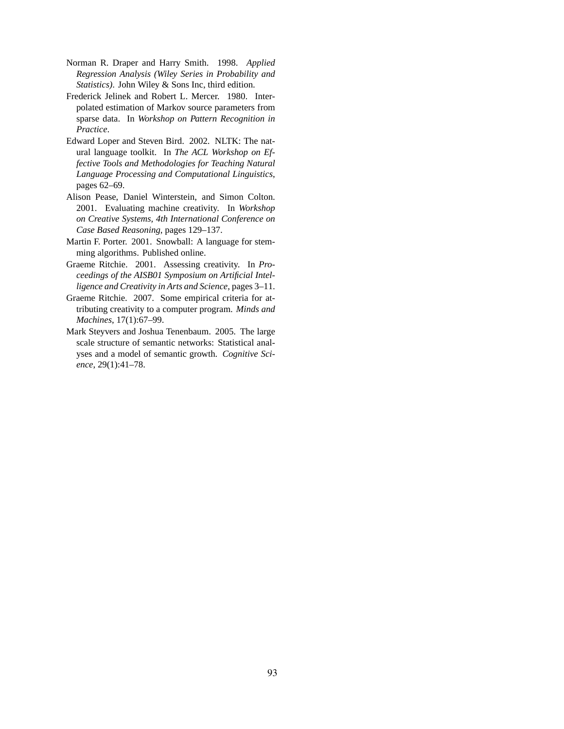Norman R. Draper and Harry Smith. 1998. *Applied Regression Analysis (Wiley Series in Probability and Statistics)*. John Wiley & Sons Inc, third edition.

Frederick Jelinek and Robert L. Mercer. 1980. Interpolated estimation of Markov source parameters from sparse data. In *Workshop on Pattern Recognition in Practice*.

Edward Loper and Steven Bird. 2002. NLTK: The natural language toolkit. In *The ACL Workshop on Effective Tools and Methodologies for Teaching Natural Language Processing and Computational Linguistics*, pages 62–69.

Alison Pease, Daniel Winterstein, and Simon Colton. 2001. Evaluating machine creativity. In *Workshop on Creative Systems, 4th International Conference on Case Based Reasoning*, pages 129–137.

Martin F. Porter. 2001. Snowball: A language for stemming algorithms. Published online.

Graeme Ritchie. 2001. Assessing creativity. In *Proceedings of the AISB01 Symposium on Artificial Intelligence and Creativity in Arts and Science*, pages 3–11.

Graeme Ritchie. 2007. Some empirical criteria for attributing creativity to a computer program. *Minds and Machines*, 17(1):67–99.

Mark Steyvers and Joshua Tenenbaum. 2005. The large scale structure of semantic networks: Statistical analyses and a model of semantic growth. *Cognitive Science*, 29(1):41–78.